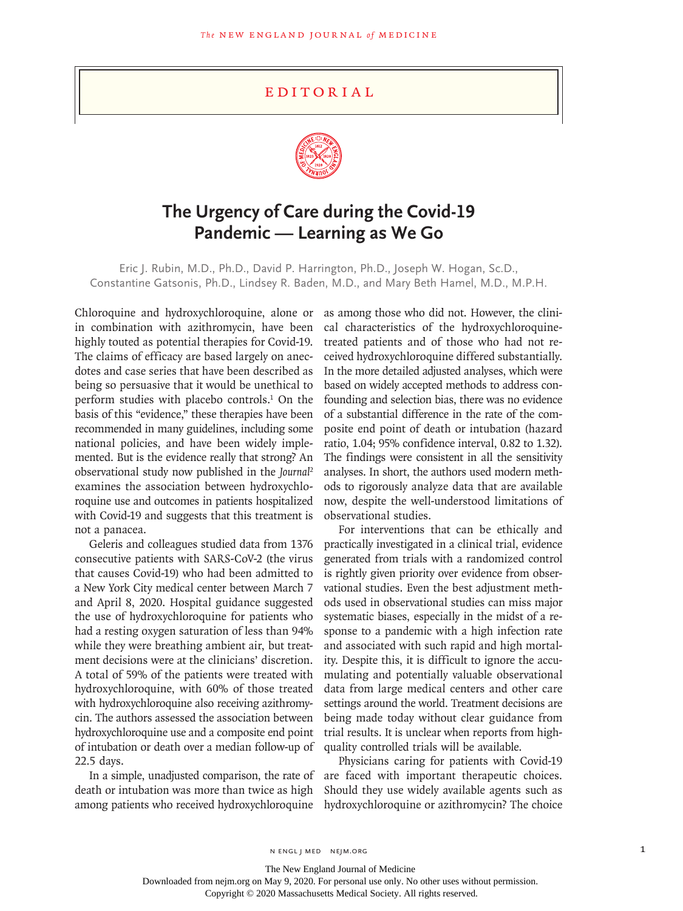EDITORIAL

# The Urgency of Care during the Covid-19 Pandemic — Learning as We Go

Eric J. Rubin, M.D., Ph.D., David P. Harrington, Ph.D., Joseph W. Hogan, Sc.D., Constantine Gatsonis, Ph.D., Lindsey R. Baden, M.D., and Mary Beth Hamel, M.D., M.P.H.

Chloroquine and hydroxychloroquine, alone or in combination with azithromycin, have been highly touted as potential therapies for Covid-19. The claims of efficacy are based largely on anecdotes and case series that have been described as being so persuasive that it would be unethical to perform studies with placebo controls.[1] On the basis of this "evidence," these therapies have been recommended in many guidelines, including some national policies, and have been widely implemented. But is the evidence really that strong? An observational study now published in the *Journal*[2] examines the association between hydroxychloroquine use and outcomes in patients hospitalized with Covid-19 and suggests that this treatment is not a panacea.

Geleris and colleagues studied data from 1376 consecutive patients with SARS-CoV-2 (the virus that causes Covid-19) who had been admitted to a New York City medical center between March 7 and April 8, 2020. Hospital guidance suggested the use of hydroxychloroquine for patients who had a resting oxygen saturation of less than 94% while they were breathing ambient air, but treatment decisions were at the clinicians' discretion. A total of 59% of the patients were treated with hydroxychloroquine, with 60% of those treated with hydroxychloroquine also receiving azithromycin. The authors assessed the association between hydroxychloroquine use and a composite end point of intubation or death over a median follow-up of 22.5 days.

In a simple, unadjusted comparison, the rate of death or intubation was more than twice as high among patients who received hydroxychloroquine as among those who did not. However, the clinical characteristics of the hydroxychloroquine-treated patients and of those who had not received hydroxychloroquine differed substantially. In the more detailed adjusted analyses, which were based on widely accepted methods to address confounding and selection bias, there was no evidence of a substantial difference in the rate of the composite end point of death or intubation (hazard ratio, 1.04; 95% confidence interval, 0.82 to 1.32). The findings were consistent in all the sensitivity analyses. In short, the authors used modern methods to rigorously analyze data that are available now, despite the well-understood limitations of observational studies.

For interventions that can be ethically and practically investigated in a clinical trial, evidence generated from trials with a randomized control is rightly given priority over evidence from observational studies. Even the best adjustment methods used in observational studies can miss major systematic biases, especially in the midst of a response to a pandemic with a high infection rate and associated with such rapid and high mortality. Despite this, it is difficult to ignore the accumulating and potentially valuable observational data from large medical centers and other care settings around the world. Treatment decisions are being made today without clear guidance from trial results. It is unclear when reports from high-quality controlled trials will be available.

Physicians caring for patients with Covid-19 are faced with important therapeutic choices. Should they use widely available agents such as hydroxychloroquine or azithromycin? The choice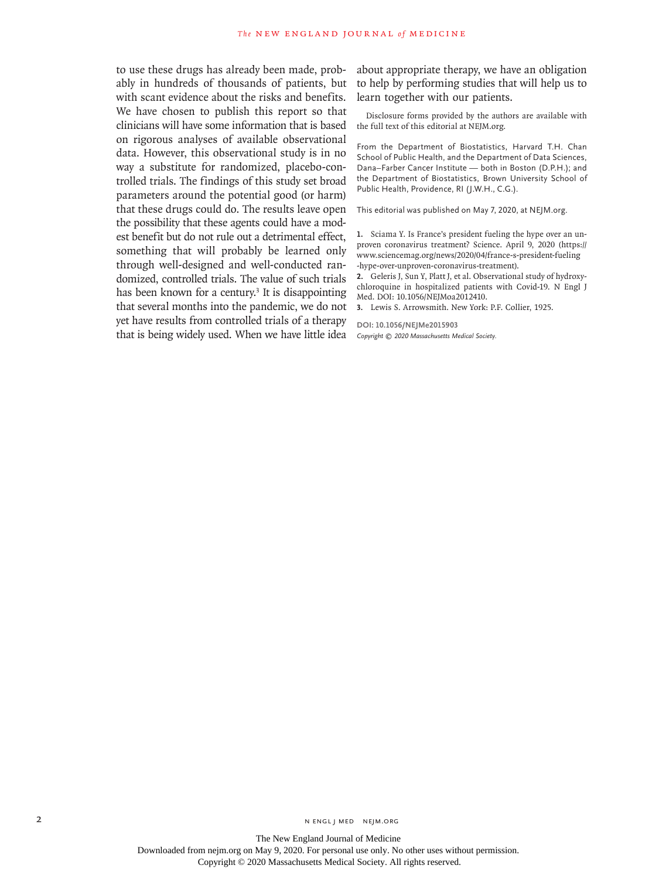to use these drugs has already been made, probably in hundreds of thousands of patients, but with scant evidence about the risks and benefits. We have chosen to publish this report so that clinicians will have some information that is based on rigorous analyses of available observational data. However, this observational study is in no way a substitute for randomized, placebo-controlled trials. The findings of this study set broad parameters around the potential good (or harm) that these drugs could do. The results leave open the possibility that these agents could have a modest benefit but do not rule out a detrimental effect, something that will probably be learned only through well-designed and well-conducted randomized, controlled trials. The value of such trials has been known for a century.[3] It is disappointing that several months into the pandemic, we do not yet have results from controlled trials of a therapy that is being widely used. When we have little idea about appropriate therapy, we have an obligation to help by performing studies that will help us to learn together with our patients.

Disclosure forms provided by the authors are available with the full text of this editorial at NEJM.org.

From the Department of Biostatistics, Harvard T.H. Chan School of Public Health, and the Department of Data Sciences, Dana–Farber Cancer Institute — both in Boston (D.P.H.); and the Department of Biostatistics, Brown University School of Public Health, Providence, RI (J.W.H., C.G.).

This editorial was published on May 7, 2020, at NEJM.org.

1. Sciama Y. Is France's president fueling the hype over an unproven coronavirus treatment? Science. April 9, 2020 (https://www.sciencemag.org/news/2020/04/france-s-president-fueling-hype-over-unproven-coronavirus-treatment).
2. Geleris J, Sun Y, Platt J, et al. Observational study of hydroxychloroquine in hospitalized patients with Covid-19. N Engl J Med. DOI: 10.1056/NEJMoa2012410.
3. Lewis S. Arrowsmith. New York: P.F. Collier, 1925.

**DOI: 10.1056/NEJMe2015903**
*Copyright © 2020 Massachusetts Medical Society.*